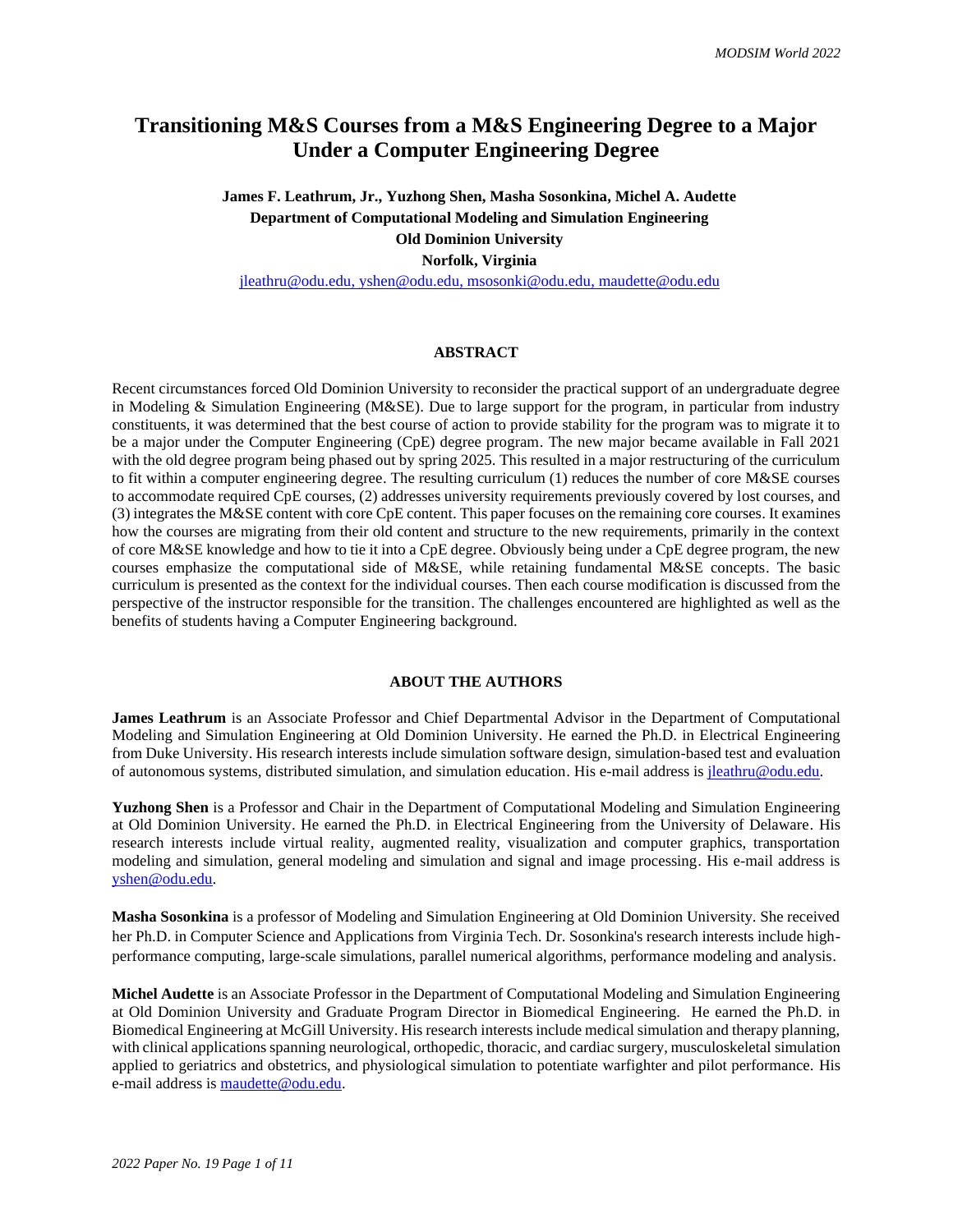# Transitioning M&S Courses from a M&S Engineering Degree to a Major Under a Computer Engineering Degree

**James F. Leathrum, Jr., Yuzhong Shen, Masha Sosonkina, Michel A. Audette**
**Department of Computational Modeling and Simulation Engineering**
**Old Dominion University**
**Norfolk, Virginia**
jleathru@odu.edu, yshen@odu.edu, msosonki@odu.edu, maudette@odu.edu

## ABSTRACT

Recent circumstances forced Old Dominion University to reconsider the practical support of an undergraduate degree in Modeling & Simulation Engineering (M&SE). Due to large support for the program, in particular from industry constituents, it was determined that the best course of action to provide stability for the program was to migrate it to be a major under the Computer Engineering (CpE) degree program. The new major became available in Fall 2021 with the old degree program being phased out by spring 2025. This resulted in a major restructuring of the curriculum to fit within a computer engineering degree. The resulting curriculum (1) reduces the number of core M&SE courses to accommodate required CpE courses, (2) addresses university requirements previously covered by lost courses, and (3) integrates the M&SE content with core CpE content. This paper focuses on the remaining core courses. It examines how the courses are migrating from their old content and structure to the new requirements, primarily in the context of core M&SE knowledge and how to tie it into a CpE degree. Obviously being under a CpE degree program, the new courses emphasize the computational side of M&SE, while retaining fundamental M&SE concepts. The basic curriculum is presented as the context for the individual courses. Then each course modification is discussed from the perspective of the instructor responsible for the transition. The challenges encountered are highlighted as well as the benefits of students having a Computer Engineering background.

## ABOUT THE AUTHORS

**James Leathrum** is an Associate Professor and Chief Departmental Advisor in the Department of Computational Modeling and Simulation Engineering at Old Dominion University. He earned the Ph.D. in Electrical Engineering from Duke University. His research interests include simulation software design, simulation-based test and evaluation of autonomous systems, distributed simulation, and simulation education. His e-mail address is jleathru@odu.edu.

**Yuzhong Shen** is a Professor and Chair in the Department of Computational Modeling and Simulation Engineering at Old Dominion University. He earned the Ph.D. in Electrical Engineering from the University of Delaware. His research interests include virtual reality, augmented reality, visualization and computer graphics, transportation modeling and simulation, general modeling and simulation and signal and image processing. His e-mail address is yshen@odu.edu.

**Masha Sosonkina** is a professor of Modeling and Simulation Engineering at Old Dominion University. She received her Ph.D. in Computer Science and Applications from Virginia Tech. Dr. Sosonkina's research interests include high-performance computing, large-scale simulations, parallel numerical algorithms, performance modeling and analysis.

**Michel Audette** is an Associate Professor in the Department of Computational Modeling and Simulation Engineering at Old Dominion University and Graduate Program Director in Biomedical Engineering. He earned the Ph.D. in Biomedical Engineering at McGill University. His research interests include medical simulation and therapy planning, with clinical applications spanning neurological, orthopedic, thoracic, and cardiac surgery, musculoskeletal simulation applied to geriatrics and obstetrics, and physiological simulation to potentiate warfighter and pilot performance. His e-mail address is maudette@odu.edu.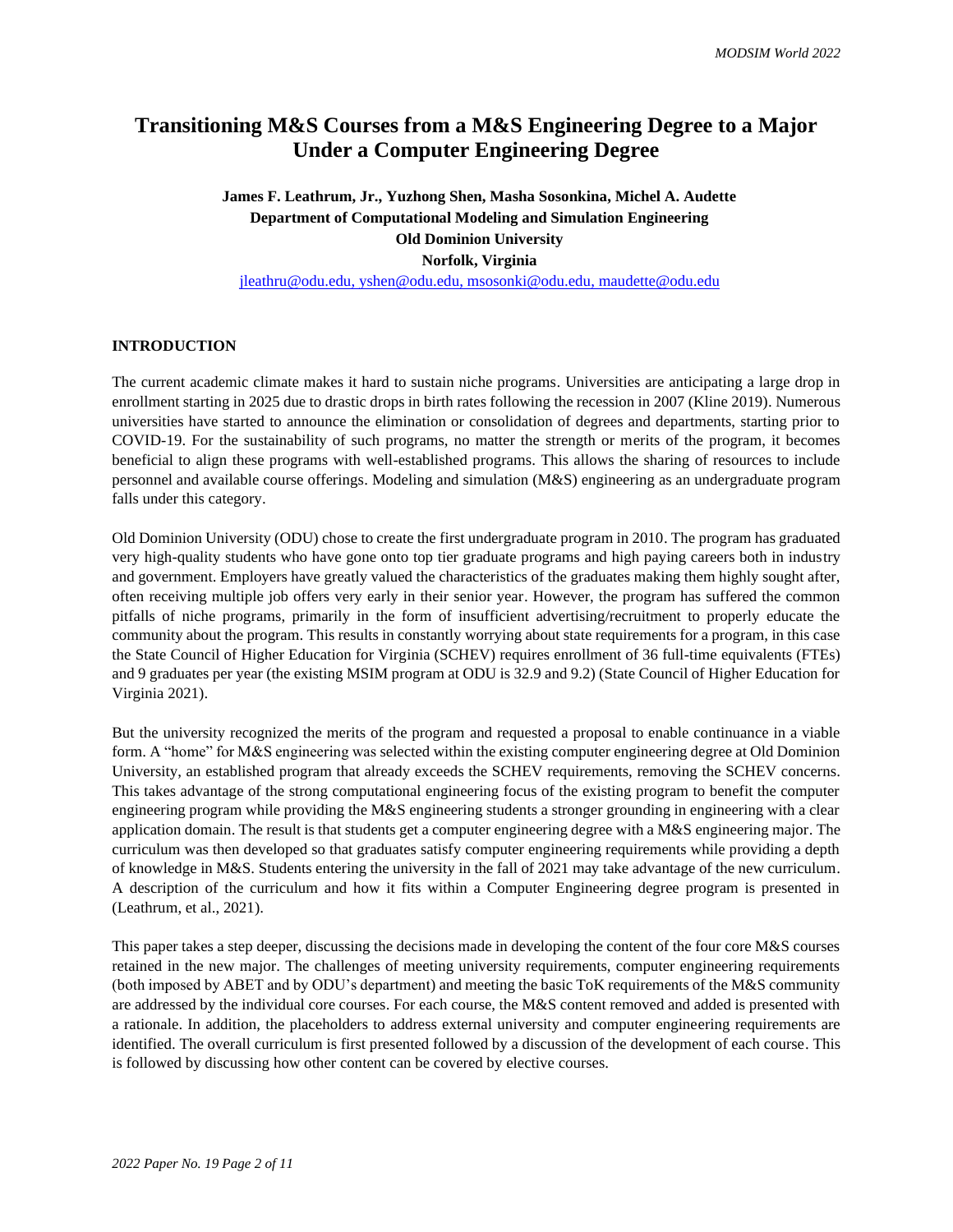# Transitioning M&S Courses from a M&S Engineering Degree to a Major Under a Computer Engineering Degree

**James F. Leathrum, Jr., Yuzhong Shen, Masha Sosonkina, Michel A. Audette**
**Department of Computational Modeling and Simulation Engineering**
**Old Dominion University**
**Norfolk, Virginia**
jleathru@odu.edu, yshen@odu.edu, msosonki@odu.edu, maudette@odu.edu

## INTRODUCTION

The current academic climate makes it hard to sustain niche programs. Universities are anticipating a large drop in enrollment starting in 2025 due to drastic drops in birth rates following the recession in 2007 (Kline 2019). Numerous universities have started to announce the elimination or consolidation of degrees and departments, starting prior to COVID-19. For the sustainability of such programs, no matter the strength or merits of the program, it becomes beneficial to align these programs with well-established programs. This allows the sharing of resources to include personnel and available course offerings. Modeling and simulation (M&S) engineering as an undergraduate program falls under this category.

Old Dominion University (ODU) chose to create the first undergraduate program in 2010. The program has graduated very high-quality students who have gone onto top tier graduate programs and high paying careers both in industry and government. Employers have greatly valued the characteristics of the graduates making them highly sought after, often receiving multiple job offers very early in their senior year. However, the program has suffered the common pitfalls of niche programs, primarily in the form of insufficient advertising/recruitment to properly educate the community about the program. This results in constantly worrying about state requirements for a program, in this case the State Council of Higher Education for Virginia (SCHEV) requires enrollment of 36 full-time equivalents (FTEs) and 9 graduates per year (the existing MSIM program at ODU is 32.9 and 9.2) (State Council of Higher Education for Virginia 2021).

But the university recognized the merits of the program and requested a proposal to enable continuance in a viable form. A "home" for M&S engineering was selected within the existing computer engineering degree at Old Dominion University, an established program that already exceeds the SCHEV requirements, removing the SCHEV concerns. This takes advantage of the strong computational engineering focus of the existing program to benefit the computer engineering program while providing the M&S engineering students a stronger grounding in engineering with a clear application domain. The result is that students get a computer engineering degree with a M&S engineering major. The curriculum was then developed so that graduates satisfy computer engineering requirements while providing a depth of knowledge in M&S. Students entering the university in the fall of 2021 may take advantage of the new curriculum. A description of the curriculum and how it fits within a Computer Engineering degree program is presented in (Leathrum, et al., 2021).

This paper takes a step deeper, discussing the decisions made in developing the content of the four core M&S courses retained in the new major. The challenges of meeting university requirements, computer engineering requirements (both imposed by ABET and by ODU's department) and meeting the basic ToK requirements of the M&S community are addressed by the individual core courses. For each course, the M&S content removed and added is presented with a rationale. In addition, the placeholders to address external university and computer engineering requirements are identified. The overall curriculum is first presented followed by a discussion of the development of each course. This is followed by discussing how other content can be covered by elective courses.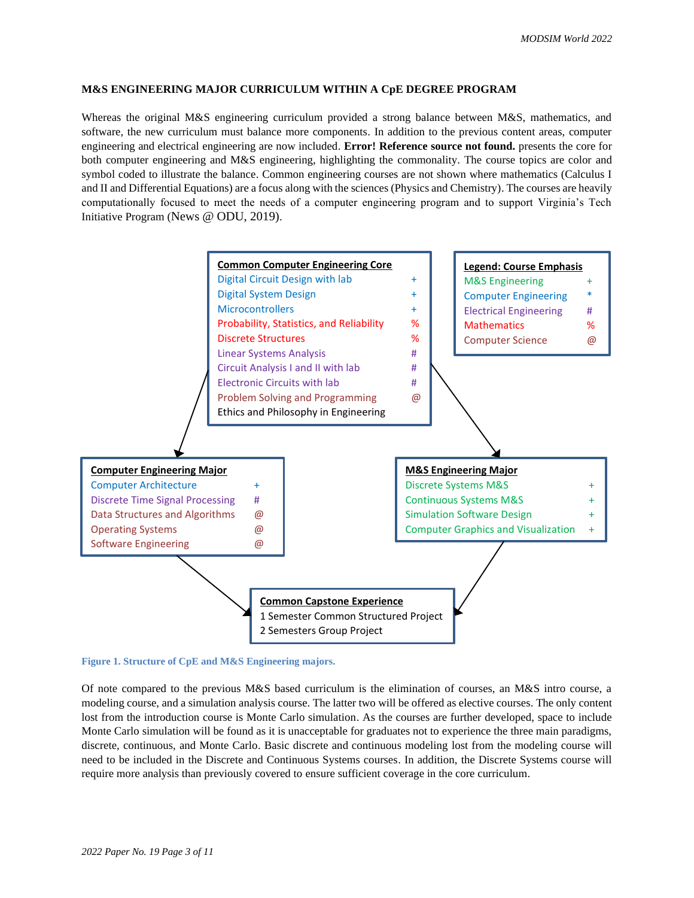### M&S ENGINEERING MAJOR CURRICULUM WITHIN A CpE DEGREE PROGRAM

Whereas the original M&S engineering curriculum provided a strong balance between M&S, mathematics, and software, the new curriculum must balance more components. In addition to the previous content areas, computer engineering and electrical engineering are now included. **Error! Reference source not found.** presents the core for both computer engineering and M&S engineering, highlighting the commonality. The course topics are color and symbol coded to illustrate the balance. Common engineering courses are not shown where mathematics (Calculus I and II and Differential Equations) are a focus along with the sciences (Physics and Chemistry). The courses are heavily computationally focused to meet the needs of a computer engineering program and to support Virginia's Tech Initiative Program (News @ ODU, 2019).

**Common Computer Engineering Core**

| Course | Emphasis |
| --- | --- |
| Digital Circuit Design with lab | + |
| Digital System Design | + |
| Microcontrollers | + |
| Probability, Statistics, and Reliability | % |
| Discrete Structures | % |
| Linear Systems Analysis | # |
| Circuit Analysis I and II with lab | # |
| Electronic Circuits with lab | # |
| Problem Solving and Programming | @ |
| Ethics and Philosophy in Engineering | |

**Legend: Course Emphasis**

| Emphasis | Symbol |
| --- | --- |
| M&S Engineering | + |
| Computer Engineering | * |
| Electrical Engineering | # |
| Mathematics | % |
| Computer Science | @ |

**Computer Engineering Major**

| Course | Emphasis |
| --- | --- |
| Computer Architecture | + |
| Discrete Time Signal Processing | # |
| Data Structures and Algorithms | @ |
| Operating Systems | @ |
| Software Engineering | @ |

**M&S Engineering Major**

| Course | Emphasis |
| --- | --- |
| Discrete Systems M&S | + |
| Continuous Systems M&S | + |
| Simulation Software Design | + |
| Computer Graphics and Visualization | + |

**Common Capstone Experience**

1 Semester Common Structured Project
2 Semesters Group Project

Figure 1. Structure of CpE and M&S Engineering majors.

Of note compared to the previous M&S based curriculum is the elimination of courses, an M&S intro course, a modeling course, and a simulation analysis course. The latter two will be offered as elective courses. The only content lost from the introduction course is Monte Carlo simulation. As the courses are further developed, space to include Monte Carlo simulation will be found as it is unacceptable for graduates not to experience the three main paradigms, discrete, continuous, and Monte Carlo. Basic discrete and continuous modeling lost from the modeling course will need to be included in the Discrete and Continuous Systems courses. In addition, the Discrete Systems course will require more analysis than previously covered to ensure sufficient coverage in the core curriculum.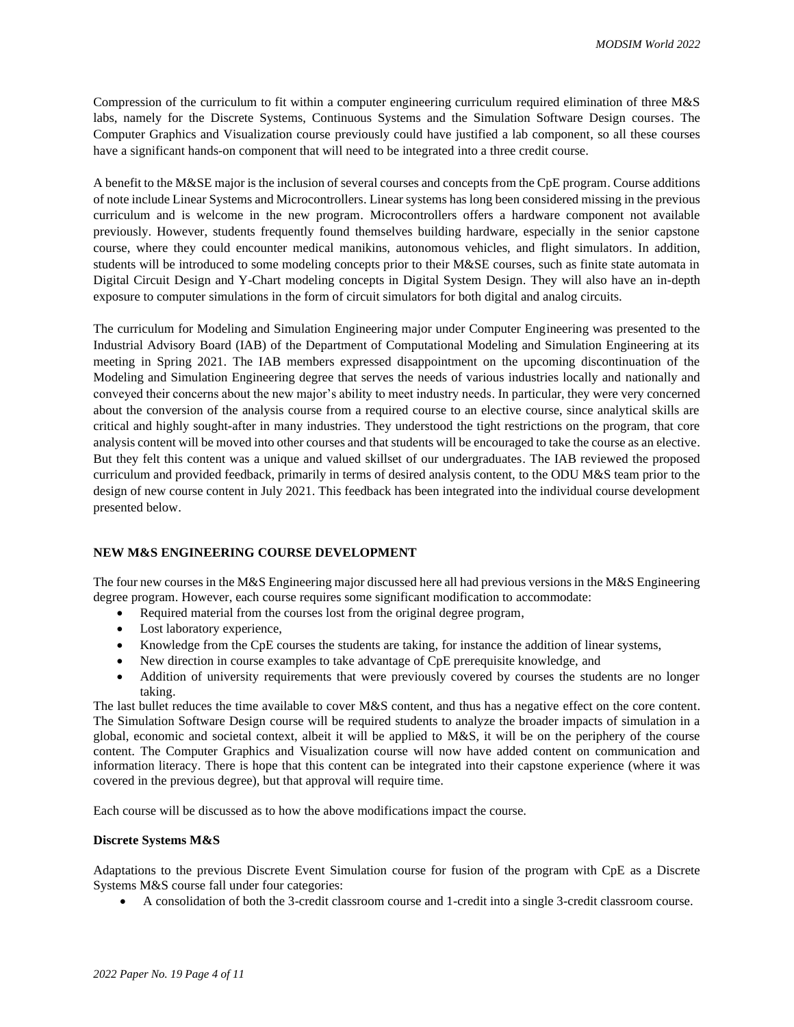Compression of the curriculum to fit within a computer engineering curriculum required elimination of three M&S labs, namely for the Discrete Systems, Continuous Systems and the Simulation Software Design courses. The Computer Graphics and Visualization course previously could have justified a lab component, so all these courses have a significant hands-on component that will need to be integrated into a three credit course.

A benefit to the M&SE major is the inclusion of several courses and concepts from the CpE program. Course additions of note include Linear Systems and Microcontrollers. Linear systems has long been considered missing in the previous curriculum and is welcome in the new program. Microcontrollers offers a hardware component not available previously. However, students frequently found themselves building hardware, especially in the senior capstone course, where they could encounter medical manikins, autonomous vehicles, and flight simulators. In addition, students will be introduced to some modeling concepts prior to their M&SE courses, such as finite state automata in Digital Circuit Design and Y-Chart modeling concepts in Digital System Design. They will also have an in-depth exposure to computer simulations in the form of circuit simulators for both digital and analog circuits.

The curriculum for Modeling and Simulation Engineering major under Computer Engineering was presented to the Industrial Advisory Board (IAB) of the Department of Computational Modeling and Simulation Engineering at its meeting in Spring 2021. The IAB members expressed disappointment on the upcoming discontinuation of the Modeling and Simulation Engineering degree that serves the needs of various industries locally and nationally and conveyed their concerns about the new major's ability to meet industry needs. In particular, they were very concerned about the conversion of the analysis course from a required course to an elective course, since analytical skills are critical and highly sought-after in many industries. They understood the tight restrictions on the program, that core analysis content will be moved into other courses and that students will be encouraged to take the course as an elective. But they felt this content was a unique and valued skillset of our undergraduates. The IAB reviewed the proposed curriculum and provided feedback, primarily in terms of desired analysis content, to the ODU M&S team prior to the design of new course content in July 2021. This feedback has been integrated into the individual course development presented below.

## NEW M&S ENGINEERING COURSE DEVELOPMENT

The four new courses in the M&S Engineering major discussed here all had previous versions in the M&S Engineering degree program. However, each course requires some significant modification to accommodate:

- Required material from the courses lost from the original degree program,
- Lost laboratory experience,
- Knowledge from the CpE courses the students are taking, for instance the addition of linear systems,
- New direction in course examples to take advantage of CpE prerequisite knowledge, and
- Addition of university requirements that were previously covered by courses the students are no longer taking.

The last bullet reduces the time available to cover M&S content, and thus has a negative effect on the core content. The Simulation Software Design course will be required students to analyze the broader impacts of simulation in a global, economic and societal context, albeit it will be applied to M&S, it will be on the periphery of the course content. The Computer Graphics and Visualization course will now have added content on communication and information literacy. There is hope that this content can be integrated into their capstone experience (where it was covered in the previous degree), but that approval will require time.

Each course will be discussed as to how the above modifications impact the course.

### Discrete Systems M&S

Adaptations to the previous Discrete Event Simulation course for fusion of the program with CpE as a Discrete Systems M&S course fall under four categories:

- A consolidation of both the 3-credit classroom course and 1-credit into a single 3-credit classroom course.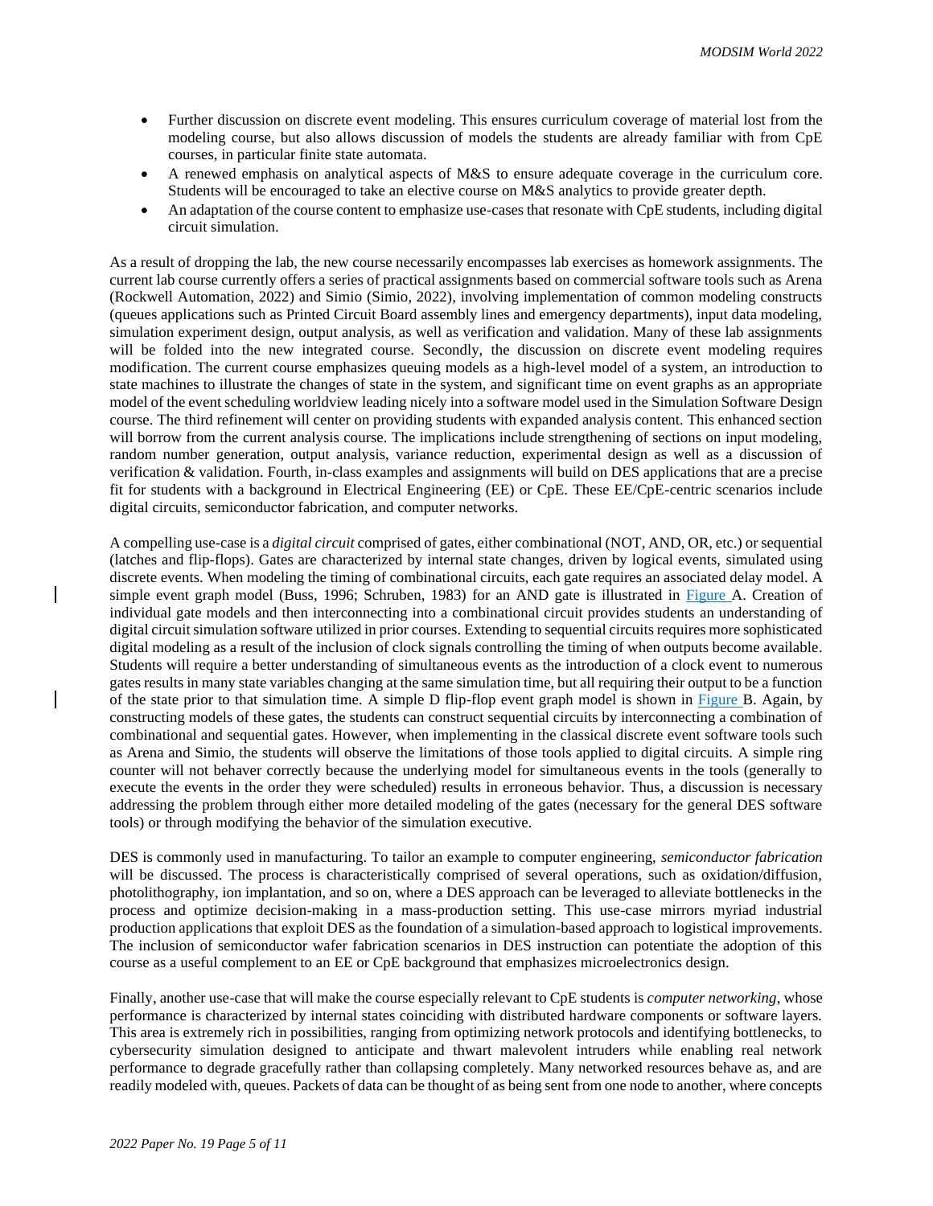- Further discussion on discrete event modeling. This ensures curriculum coverage of material lost from the modeling course, but also allows discussion of models the students are already familiar with from CpE courses, in particular finite state automata.
- A renewed emphasis on analytical aspects of M&S to ensure adequate coverage in the curriculum core. Students will be encouraged to take an elective course on M&S analytics to provide greater depth.
- An adaptation of the course content to emphasize use-cases that resonate with CpE students, including digital circuit simulation.

As a result of dropping the lab, the new course necessarily encompasses lab exercises as homework assignments. The current lab course currently offers a series of practical assignments based on commercial software tools such as Arena (Rockwell Automation, 2022) and Simio (Simio, 2022), involving implementation of common modeling constructs (queues applications such as Printed Circuit Board assembly lines and emergency departments), input data modeling, simulation experiment design, output analysis, as well as verification and validation. Many of these lab assignments will be folded into the new integrated course. Secondly, the discussion on discrete event modeling requires modification. The current course emphasizes queuing models as a high-level model of a system, an introduction to state machines to illustrate the changes of state in the system, and significant time on event graphs as an appropriate model of the event scheduling worldview leading nicely into a software model used in the Simulation Software Design course. The third refinement will center on providing students with expanded analysis content. This enhanced section will borrow from the current analysis course. The implications include strengthening of sections on input modeling, random number generation, output analysis, variance reduction, experimental design as well as a discussion of verification & validation. Fourth, in-class examples and assignments will build on DES applications that are a precise fit for students with a background in Electrical Engineering (EE) or CpE. These EE/CpE-centric scenarios include digital circuits, semiconductor fabrication, and computer networks.

A compelling use-case is a *digital circuit* comprised of gates, either combinational (NOT, AND, OR, etc.) or sequential (latches and flip-flops). Gates are characterized by internal state changes, driven by logical events, simulated using discrete events. When modeling the timing of combinational circuits, each gate requires an associated delay model. A simple event graph model (Buss, 1996; Schruben, 1983) for an AND gate is illustrated in Figure A. Creation of individual gate models and then interconnecting into a combinational circuit provides students an understanding of digital circuit simulation software utilized in prior courses. Extending to sequential circuits requires more sophisticated digital modeling as a result of the inclusion of clock signals controlling the timing of when outputs become available. Students will require a better understanding of simultaneous events as the introduction of a clock event to numerous gates results in many state variables changing at the same simulation time, but all requiring their output to be a function of the state prior to that simulation time. A simple D flip-flop event graph model is shown in Figure B. Again, by constructing models of these gates, the students can construct sequential circuits by interconnecting a combination of combinational and sequential gates. However, when implementing in the classical discrete event software tools such as Arena and Simio, the students will observe the limitations of those tools applied to digital circuits. A simple ring counter will not behaver correctly because the underlying model for simultaneous events in the tools (generally to execute the events in the order they were scheduled) results in erroneous behavior. Thus, a discussion is necessary addressing the problem through either more detailed modeling of the gates (necessary for the general DES software tools) or through modifying the behavior of the simulation executive.

DES is commonly used in manufacturing. To tailor an example to computer engineering, *semiconductor fabrication* will be discussed. The process is characteristically comprised of several operations, such as oxidation/diffusion, photolithography, ion implantation, and so on, where a DES approach can be leveraged to alleviate bottlenecks in the process and optimize decision-making in a mass-production setting. This use-case mirrors myriad industrial production applications that exploit DES as the foundation of a simulation-based approach to logistical improvements. The inclusion of semiconductor wafer fabrication scenarios in DES instruction can potentiate the adoption of this course as a useful complement to an EE or CpE background that emphasizes microelectronics design.

Finally, another use-case that will make the course especially relevant to CpE students is *computer networking*, whose performance is characterized by internal states coinciding with distributed hardware components or software layers. This area is extremely rich in possibilities, ranging from optimizing network protocols and identifying bottlenecks, to cybersecurity simulation designed to anticipate and thwart malevolent intruders while enabling real network performance to degrade gracefully rather than collapsing completely. Many networked resources behave as, and are readily modeled with, queues. Packets of data can be thought of as being sent from one node to another, where concepts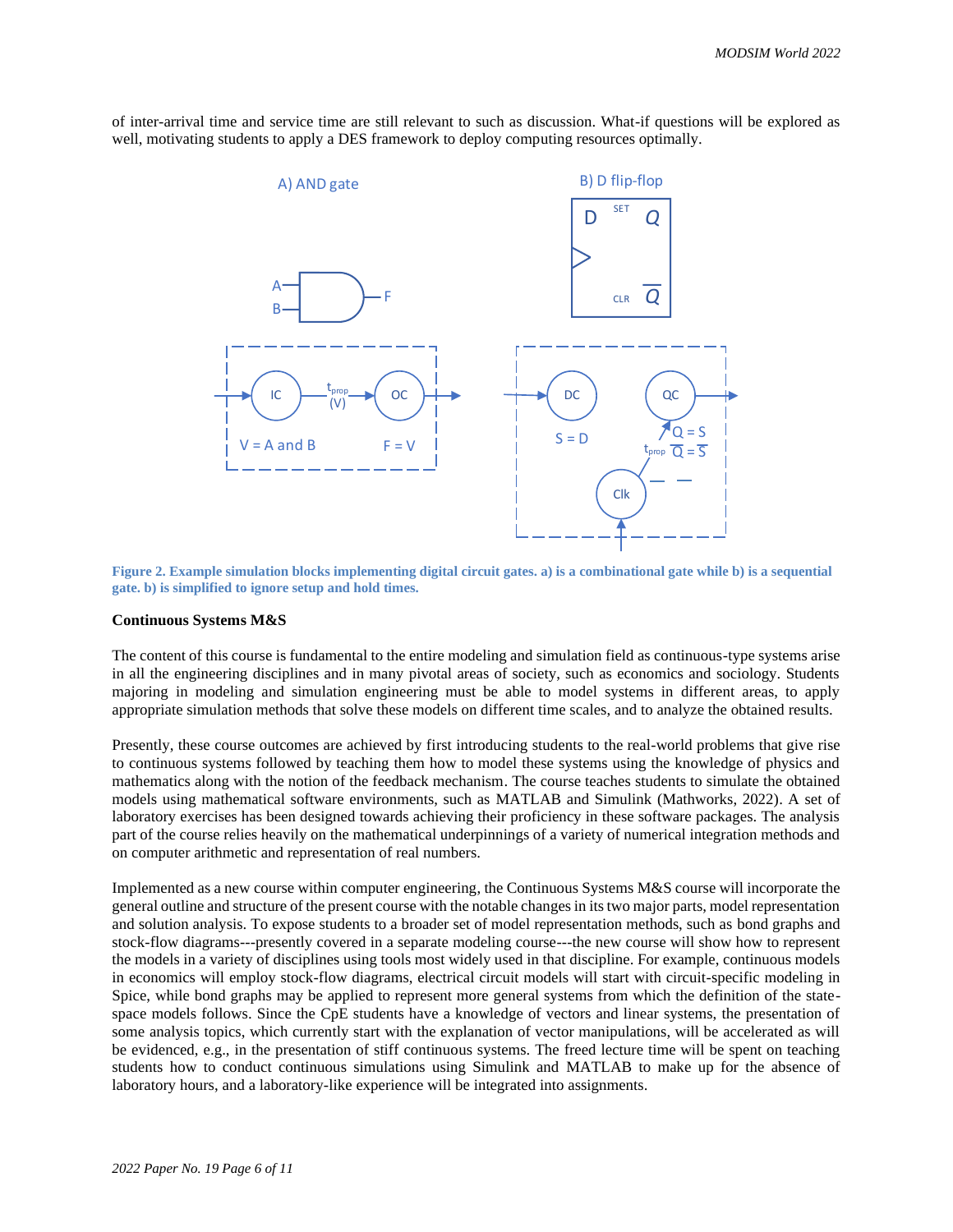of inter-arrival time and service time are still relevant to such as discussion. What-if questions will be explored as well, motivating students to apply a DES framework to deploy computing resources optimally.

Figure 2. Example simulation blocks implementing digital circuit gates. a) is a combinational gate while b) is a sequential gate. b) is simplified to ignore setup and hold times.

**Continuous Systems M&S**

The content of this course is fundamental to the entire modeling and simulation field as continuous-type systems arise in all the engineering disciplines and in many pivotal areas of society, such as economics and sociology. Students majoring in modeling and simulation engineering must be able to model systems in different areas, to apply appropriate simulation methods that solve these models on different time scales, and to analyze the obtained results.

Presently, these course outcomes are achieved by first introducing students to the real-world problems that give rise to continuous systems followed by teaching them how to model these systems using the knowledge of physics and mathematics along with the notion of the feedback mechanism. The course teaches students to simulate the obtained models using mathematical software environments, such as MATLAB and Simulink (Mathworks, 2022). A set of laboratory exercises has been designed towards achieving their proficiency in these software packages. The analysis part of the course relies heavily on the mathematical underpinnings of a variety of numerical integration methods and on computer arithmetic and representation of real numbers.

Implemented as a new course within computer engineering, the Continuous Systems M&S course will incorporate the general outline and structure of the present course with the notable changes in its two major parts, model representation and solution analysis. To expose students to a broader set of model representation methods, such as bond graphs and stock-flow diagrams---presently covered in a separate modeling course---the new course will show how to represent the models in a variety of disciplines using tools most widely used in that discipline. For example, continuous models in economics will employ stock-flow diagrams, electrical circuit models will start with circuit-specific modeling in Spice, while bond graphs may be applied to represent more general systems from which the definition of the state-space models follows. Since the CpE students have a knowledge of vectors and linear systems, the presentation of some analysis topics, which currently start with the explanation of vector manipulations, will be accelerated as will be evidenced, e.g., in the presentation of stiff continuous systems. The freed lecture time will be spent on teaching students how to conduct continuous simulations using Simulink and MATLAB to make up for the absence of laboratory hours, and a laboratory-like experience will be integrated into assignments.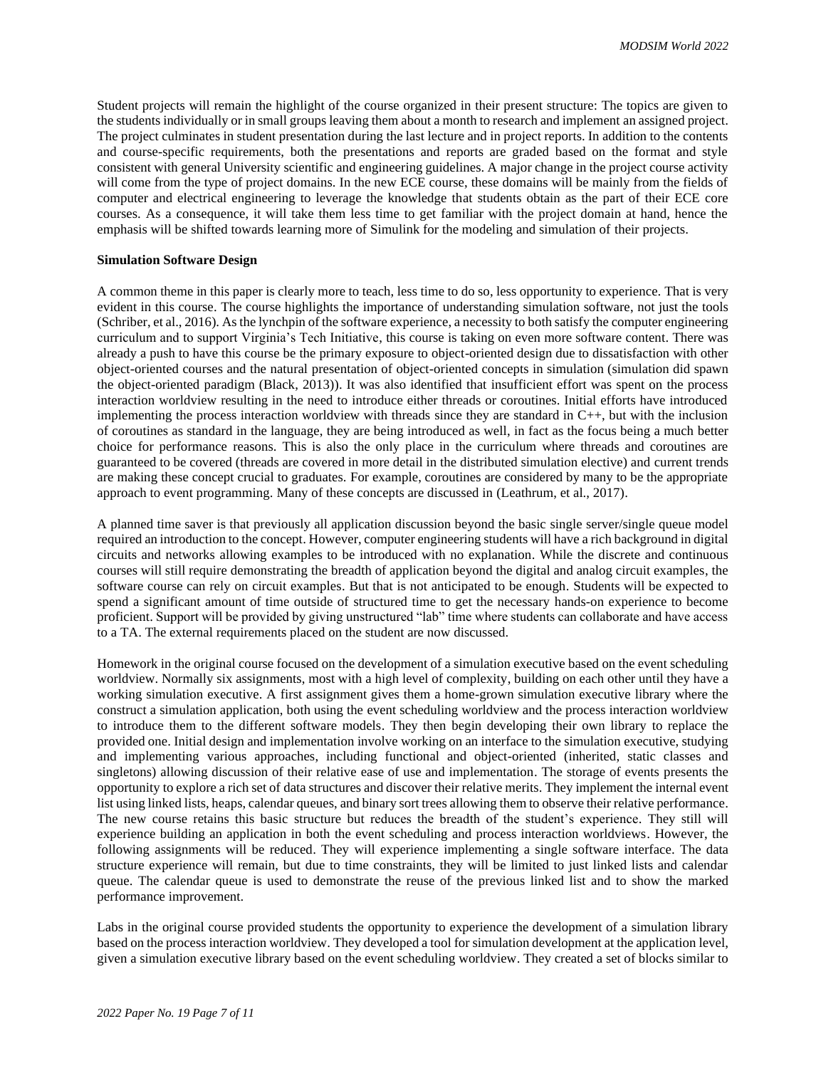Student projects will remain the highlight of the course organized in their present structure: The topics are given to the students individually or in small groups leaving them about a month to research and implement an assigned project. The project culminates in student presentation during the last lecture and in project reports. In addition to the contents and course-specific requirements, both the presentations and reports are graded based on the format and style consistent with general University scientific and engineering guidelines. A major change in the project course activity will come from the type of project domains. In the new ECE course, these domains will be mainly from the fields of computer and electrical engineering to leverage the knowledge that students obtain as the part of their ECE core courses. As a consequence, it will take them less time to get familiar with the project domain at hand, hence the emphasis will be shifted towards learning more of Simulink for the modeling and simulation of their projects.

**Simulation Software Design**

A common theme in this paper is clearly more to teach, less time to do so, less opportunity to experience. That is very evident in this course. The course highlights the importance of understanding simulation software, not just the tools (Schriber, et al., 2016). As the lynchpin of the software experience, a necessity to both satisfy the computer engineering curriculum and to support Virginia's Tech Initiative, this course is taking on even more software content. There was already a push to have this course be the primary exposure to object-oriented design due to dissatisfaction with other object-oriented courses and the natural presentation of object-oriented concepts in simulation (simulation did spawn the object-oriented paradigm (Black, 2013)). It was also identified that insufficient effort was spent on the process interaction worldview resulting in the need to introduce either threads or coroutines. Initial efforts have introduced implementing the process interaction worldview with threads since they are standard in C++, but with the inclusion of coroutines as standard in the language, they are being introduced as well, in fact as the focus being a much better choice for performance reasons. This is also the only place in the curriculum where threads and coroutines are guaranteed to be covered (threads are covered in more detail in the distributed simulation elective) and current trends are making these concept crucial to graduates. For example, coroutines are considered by many to be the appropriate approach to event programming. Many of these concepts are discussed in (Leathrum, et al., 2017).

A planned time saver is that previously all application discussion beyond the basic single server/single queue model required an introduction to the concept. However, computer engineering students will have a rich background in digital circuits and networks allowing examples to be introduced with no explanation. While the discrete and continuous courses will still require demonstrating the breadth of application beyond the digital and analog circuit examples, the software course can rely on circuit examples. But that is not anticipated to be enough. Students will be expected to spend a significant amount of time outside of structured time to get the necessary hands-on experience to become proficient. Support will be provided by giving unstructured "lab" time where students can collaborate and have access to a TA. The external requirements placed on the student are now discussed.

Homework in the original course focused on the development of a simulation executive based on the event scheduling worldview. Normally six assignments, most with a high level of complexity, building on each other until they have a working simulation executive. A first assignment gives them a home-grown simulation executive library where the construct a simulation application, both using the event scheduling worldview and the process interaction worldview to introduce them to the different software models. They then begin developing their own library to replace the provided one. Initial design and implementation involve working on an interface to the simulation executive, studying and implementing various approaches, including functional and object-oriented (inherited, static classes and singletons) allowing discussion of their relative ease of use and implementation. The storage of events presents the opportunity to explore a rich set of data structures and discover their relative merits. They implement the internal event list using linked lists, heaps, calendar queues, and binary sort trees allowing them to observe their relative performance. The new course retains this basic structure but reduces the breadth of the student's experience. They still will experience building an application in both the event scheduling and process interaction worldviews. However, the following assignments will be reduced. They will experience implementing a single software interface. The data structure experience will remain, but due to time constraints, they will be limited to just linked lists and calendar queue. The calendar queue is used to demonstrate the reuse of the previous linked list and to show the marked performance improvement.

Labs in the original course provided students the opportunity to experience the development of a simulation library based on the process interaction worldview. They developed a tool for simulation development at the application level, given a simulation executive library based on the event scheduling worldview. They created a set of blocks similar to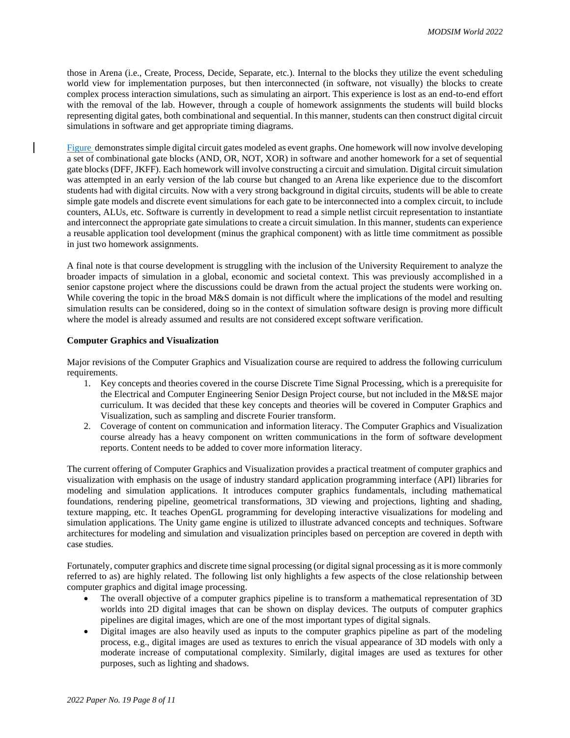those in Arena (i.e., Create, Process, Decide, Separate, etc.). Internal to the blocks they utilize the event scheduling world view for implementation purposes, but then interconnected (in software, not visually) the blocks to create complex process interaction simulations, such as simulating an airport. This experience is lost as an end-to-end effort with the removal of the lab. However, through a couple of homework assignments the students will build blocks representing digital gates, both combinational and sequential. In this manner, students can then construct digital circuit simulations in software and get appropriate timing diagrams.

Figure demonstrates simple digital circuit gates modeled as event graphs. One homework will now involve developing a set of combinational gate blocks (AND, OR, NOT, XOR) in software and another homework for a set of sequential gate blocks (DFF, JKFF). Each homework will involve constructing a circuit and simulation. Digital circuit simulation was attempted in an early version of the lab course but changed to an Arena like experience due to the discomfort students had with digital circuits. Now with a very strong background in digital circuits, students will be able to create simple gate models and discrete event simulations for each gate to be interconnected into a complex circuit, to include counters, ALUs, etc. Software is currently in development to read a simple netlist circuit representation to instantiate and interconnect the appropriate gate simulations to create a circuit simulation. In this manner, students can experience a reusable application tool development (minus the graphical component) with as little time commitment as possible in just two homework assignments.

A final note is that course development is struggling with the inclusion of the University Requirement to analyze the broader impacts of simulation in a global, economic and societal context. This was previously accomplished in a senior capstone project where the discussions could be drawn from the actual project the students were working on. While covering the topic in the broad M&S domain is not difficult where the implications of the model and resulting simulation results can be considered, doing so in the context of simulation software design is proving more difficult where the model is already assumed and results are not considered except software verification.

**Computer Graphics and Visualization**

Major revisions of the Computer Graphics and Visualization course are required to address the following curriculum requirements.

1. Key concepts and theories covered in the course Discrete Time Signal Processing, which is a prerequisite for the Electrical and Computer Engineering Senior Design Project course, but not included in the M&SE major curriculum. It was decided that these key concepts and theories will be covered in Computer Graphics and Visualization, such as sampling and discrete Fourier transform.
2. Coverage of content on communication and information literacy. The Computer Graphics and Visualization course already has a heavy component on written communications in the form of software development reports. Content needs to be added to cover more information literacy.

The current offering of Computer Graphics and Visualization provides a practical treatment of computer graphics and visualization with emphasis on the usage of industry standard application programming interface (API) libraries for modeling and simulation applications. It introduces computer graphics fundamentals, including mathematical foundations, rendering pipeline, geometrical transformations, 3D viewing and projections, lighting and shading, texture mapping, etc. It teaches OpenGL programming for developing interactive visualizations for modeling and simulation applications. The Unity game engine is utilized to illustrate advanced concepts and techniques. Software architectures for modeling and simulation and visualization principles based on perception are covered in depth with case studies.

Fortunately, computer graphics and discrete time signal processing (or digital signal processing as it is more commonly referred to as) are highly related. The following list only highlights a few aspects of the close relationship between computer graphics and digital image processing.

- The overall objective of a computer graphics pipeline is to transform a mathematical representation of 3D worlds into 2D digital images that can be shown on display devices. The outputs of computer graphics pipelines are digital images, which are one of the most important types of digital signals.
- Digital images are also heavily used as inputs to the computer graphics pipeline as part of the modeling process, e.g., digital images are used as textures to enrich the visual appearance of 3D models with only a moderate increase of computational complexity. Similarly, digital images are used as textures for other purposes, such as lighting and shadows.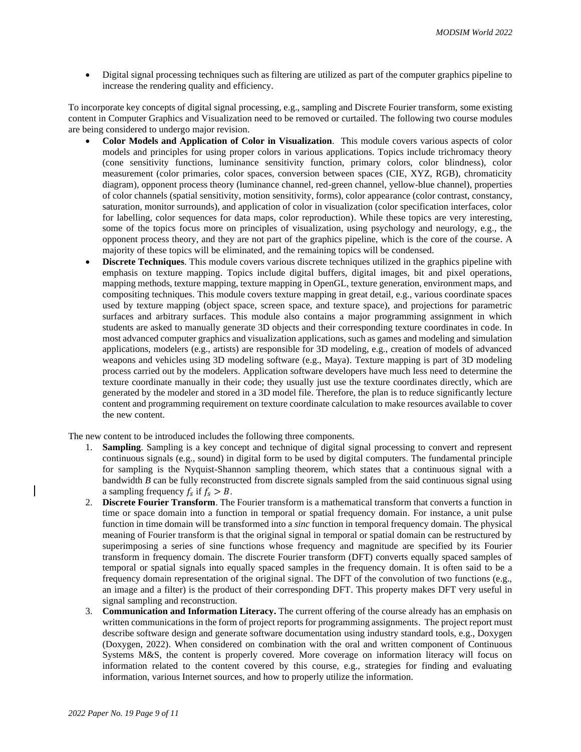- Digital signal processing techniques such as filtering are utilized as part of the computer graphics pipeline to increase the rendering quality and efficiency.

To incorporate key concepts of digital signal processing, e.g., sampling and Discrete Fourier transform, some existing content in Computer Graphics and Visualization need to be removed or curtailed. The following two course modules are being considered to undergo major revision.

- **Color Models and Application of Color in Visualization**. This module covers various aspects of color models and principles for using proper colors in various applications. Topics include trichromacy theory (cone sensitivity functions, luminance sensitivity function, primary colors, color blindness), color measurement (color primaries, color spaces, conversion between spaces (CIE, XYZ, RGB), chromaticity diagram), opponent process theory (luminance channel, red-green channel, yellow-blue channel), properties of color channels (spatial sensitivity, motion sensitivity, forms), color appearance (color contrast, constancy, saturation, monitor surrounds), and application of color in visualization (color specification interfaces, color for labelling, color sequences for data maps, color reproduction). While these topics are very interesting, some of the topics focus more on principles of visualization, using psychology and neurology, e.g., the opponent process theory, and they are not part of the graphics pipeline, which is the core of the course. A majority of these topics will be eliminated, and the remaining topics will be condensed.
- **Discrete Techniques**. This module covers various discrete techniques utilized in the graphics pipeline with emphasis on texture mapping. Topics include digital buffers, digital images, bit and pixel operations, mapping methods, texture mapping, texture mapping in OpenGL, texture generation, environment maps, and compositing techniques. This module covers texture mapping in great detail, e.g., various coordinate spaces used by texture mapping (object space, screen space, and texture space), and projections for parametric surfaces and arbitrary surfaces. This module also contains a major programming assignment in which students are asked to manually generate 3D objects and their corresponding texture coordinates in code. In most advanced computer graphics and visualization applications, such as games and modeling and simulation applications, modelers (e.g., artists) are responsible for 3D modeling, e.g., creation of models of advanced weapons and vehicles using 3D modeling software (e.g., Maya). Texture mapping is part of 3D modeling process carried out by the modelers. Application software developers have much less need to determine the texture coordinate manually in their code; they usually just use the texture coordinates directly, which are generated by the modeler and stored in a 3D model file. Therefore, the plan is to reduce significantly lecture content and programming requirement on texture coordinate calculation to make resources available to cover the new content.

The new content to be introduced includes the following three components.

1. **Sampling**. Sampling is a key concept and technique of digital signal processing to convert and represent continuous signals (e.g., sound) in digital form to be used by digital computers. The fundamental principle for sampling is the Nyquist-Shannon sampling theorem, which states that a continuous signal with a bandwidth $B$ can be fully reconstructed from discrete signals sampled from the said continuous signal using a sampling frequency $f_s$ if $f_s > B$.
2. **Discrete Fourier Transform**. The Fourier transform is a mathematical transform that converts a function in time or space domain into a function in temporal or spatial frequency domain. For instance, a unit pulse function in time domain will be transformed into a *sinc* function in temporal frequency domain. The physical meaning of Fourier transform is that the original signal in temporal or spatial domain can be restructured by superimposing a series of sine functions whose frequency and magnitude are specified by its Fourier transform in frequency domain. The discrete Fourier transform (DFT) converts equally spaced samples of temporal or spatial signals into equally spaced samples in the frequency domain. It is often said to be a frequency domain representation of the original signal. The DFT of the convolution of two functions (e.g., an image and a filter) is the product of their corresponding DFT. This property makes DFT very useful in signal sampling and reconstruction.
3. **Communication and Information Literacy.** The current offering of the course already has an emphasis on written communications in the form of project reports for programming assignments. The project report must describe software design and generate software documentation using industry standard tools, e.g., Doxygen (Doxygen, 2022). When considered on combination with the oral and written component of Continuous Systems M&S, the content is properly covered. More coverage on information literacy will focus on information related to the content covered by this course, e.g., strategies for finding and evaluating information, various Internet sources, and how to properly utilize the information.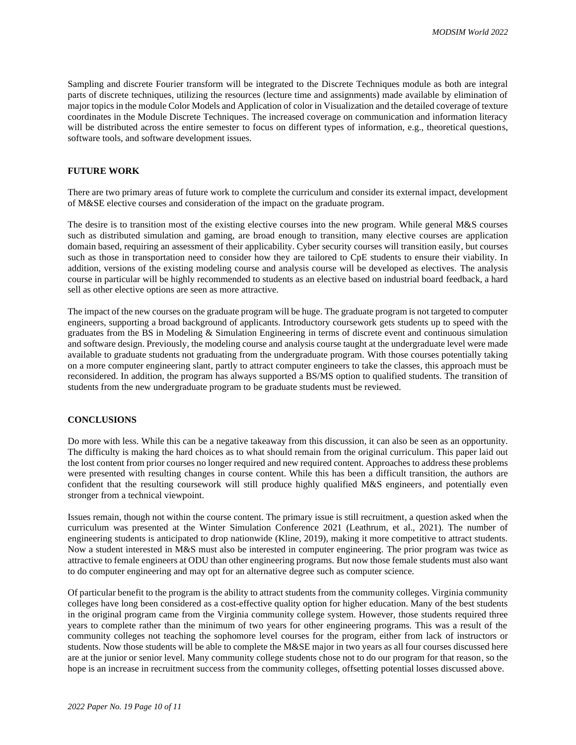Sampling and discrete Fourier transform will be integrated to the Discrete Techniques module as both are integral parts of discrete techniques, utilizing the resources (lecture time and assignments) made available by elimination of major topics in the module Color Models and Application of color in Visualization and the detailed coverage of texture coordinates in the Module Discrete Techniques. The increased coverage on communication and information literacy will be distributed across the entire semester to focus on different types of information, e.g., theoretical questions, software tools, and software development issues.

## FUTURE WORK

There are two primary areas of future work to complete the curriculum and consider its external impact, development of M&SE elective courses and consideration of the impact on the graduate program.

The desire is to transition most of the existing elective courses into the new program. While general M&S courses such as distributed simulation and gaming, are broad enough to transition, many elective courses are application domain based, requiring an assessment of their applicability. Cyber security courses will transition easily, but courses such as those in transportation need to consider how they are tailored to CpE students to ensure their viability. In addition, versions of the existing modeling course and analysis course will be developed as electives. The analysis course in particular will be highly recommended to students as an elective based on industrial board feedback, a hard sell as other elective options are seen as more attractive.

The impact of the new courses on the graduate program will be huge. The graduate program is not targeted to computer engineers, supporting a broad background of applicants. Introductory coursework gets students up to speed with the graduates from the BS in Modeling & Simulation Engineering in terms of discrete event and continuous simulation and software design. Previously, the modeling course and analysis course taught at the undergraduate level were made available to graduate students not graduating from the undergraduate program. With those courses potentially taking on a more computer engineering slant, partly to attract computer engineers to take the classes, this approach must be reconsidered. In addition, the program has always supported a BS/MS option to qualified students. The transition of students from the new undergraduate program to be graduate students must be reviewed.

## CONCLUSIONS

Do more with less. While this can be a negative takeaway from this discussion, it can also be seen as an opportunity. The difficulty is making the hard choices as to what should remain from the original curriculum. This paper laid out the lost content from prior courses no longer required and new required content. Approaches to address these problems were presented with resulting changes in course content. While this has been a difficult transition, the authors are confident that the resulting coursework will still produce highly qualified M&S engineers, and potentially even stronger from a technical viewpoint.

Issues remain, though not within the course content. The primary issue is still recruitment, a question asked when the curriculum was presented at the Winter Simulation Conference 2021 (Leathrum, et al., 2021). The number of engineering students is anticipated to drop nationwide (Kline, 2019), making it more competitive to attract students. Now a student interested in M&S must also be interested in computer engineering. The prior program was twice as attractive to female engineers at ODU than other engineering programs. But now those female students must also want to do computer engineering and may opt for an alternative degree such as computer science.

Of particular benefit to the program is the ability to attract students from the community colleges. Virginia community colleges have long been considered as a cost-effective quality option for higher education. Many of the best students in the original program came from the Virginia community college system. However, those students required three years to complete rather than the minimum of two years for other engineering programs. This was a result of the community colleges not teaching the sophomore level courses for the program, either from lack of instructors or students. Now those students will be able to complete the M&SE major in two years as all four courses discussed here are at the junior or senior level. Many community college students chose not to do our program for that reason, so the hope is an increase in recruitment success from the community colleges, offsetting potential losses discussed above.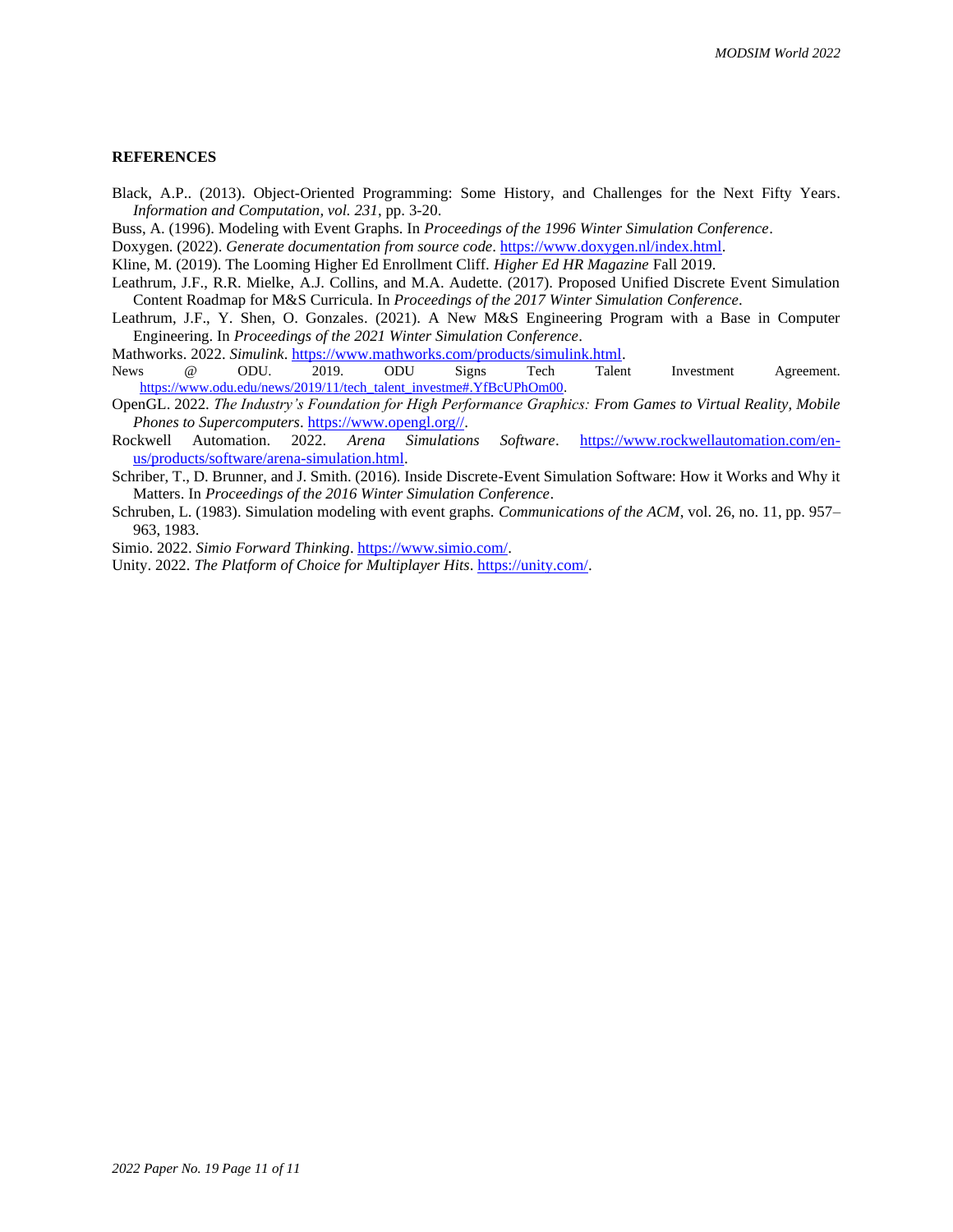## REFERENCES

Black, A.P.. (2013). Object-Oriented Programming: Some History, and Challenges for the Next Fifty Years. *Information and Computation, vol. 231*, pp. 3-20.

Buss, A. (1996). Modeling with Event Graphs. In *Proceedings of the 1996 Winter Simulation Conference*.

Doxygen. (2022). *Generate documentation from source code*. https://www.doxygen.nl/index.html.

Kline, M. (2019). The Looming Higher Ed Enrollment Cliff. *Higher Ed HR Magazine* Fall 2019.

Leathrum, J.F., R.R. Mielke, A.J. Collins, and M.A. Audette. (2017). Proposed Unified Discrete Event Simulation Content Roadmap for M&S Curricula. In *Proceedings of the 2017 Winter Simulation Conference*.

Leathrum, J.F., Y. Shen, O. Gonzales. (2021). A New M&S Engineering Program with a Base in Computer Engineering. In *Proceedings of the 2021 Winter Simulation Conference*.

Mathworks. 2022. *Simulink*. https://www.mathworks.com/products/simulink.html.

News @ ODU. 2019. ODU Signs Tech Talent Investment Agreement. https://www.odu.edu/news/2019/11/tech_talent_investme#.YfBcUPhOm00.

OpenGL. 2022. *The Industry's Foundation for High Performance Graphics: From Games to Virtual Reality, Mobile Phones to Supercomputers*. https://www.opengl.org//.

Rockwell Automation. 2022. *Arena Simulations Software*. https://www.rockwellautomation.com/en-us/products/software/arena-simulation.html.

Schriber, T., D. Brunner, and J. Smith. (2016). Inside Discrete-Event Simulation Software: How it Works and Why it Matters. In *Proceedings of the 2016 Winter Simulation Conference*.

Schruben, L. (1983). Simulation modeling with event graphs. *Communications of the ACM*, vol. 26, no. 11, pp. 957–963, 1983.

Simio. 2022. *Simio Forward Thinking*. https://www.simio.com/.

Unity. 2022. *The Platform of Choice for Multiplayer Hits*. https://unity.com/.